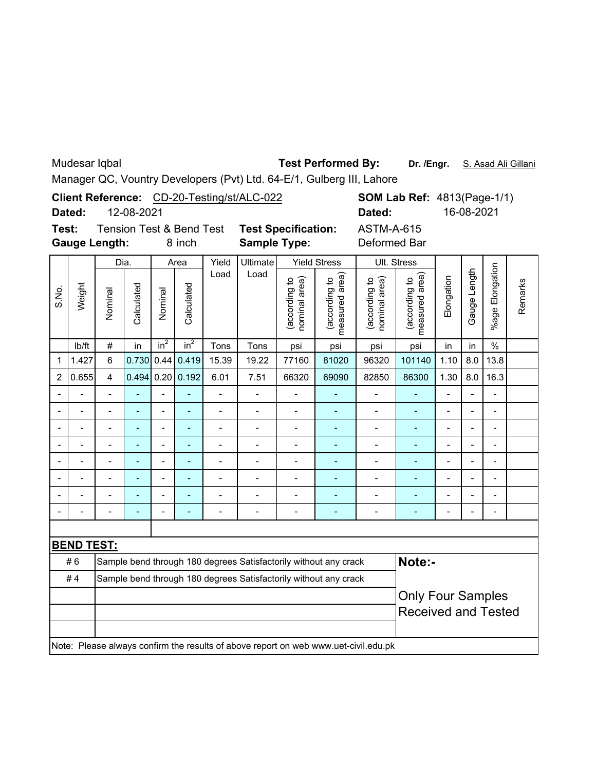Mudesar Iqbal **Test Performed By:** **Dr. /Engr.** S. Asad Ali Gillani

Manager QC, Vountry Developers (Pvt) Ltd. 64-E/1, Gulberg III, Lahore

**Client Reference:** CD-20-Testing/st/ALC-022 **SOM Lab Ref:** 4813(Page-1/1)

**Dated:** 12-08-2021 **Dated:** 16-08-2021

**Test:** Tension Test & Bend Test **Test Specification:** ASTM-A-615

**Gauge Length:** 8 inch **Sample Type:** Deformed Bar

| S.No. | Weight | Dia. | | Area | | Yield Load | Ultimate Load | Yield Stress | | Ult. Stress | | Elongation | Gauge Length | %age Elongation | Remarks |
|---|---|---|---|---|---|---|---|---|---|---|---|---|---|---|---|
| | | Nominal | Calculated | Nominal | Calculated | | | (according to nominal area) | (according to measured area) | (according to nominal area) | (according to measured area) | | | | |
| | lb/ft | # | in | $in^2$ | $in^2$ | Tons | Tons | psi | psi | psi | psi | in | in | % | |
| 1 | 1.427 | 6 | 0.730 | 0.44 | 0.419 | 15.39 | 19.22 | 77160 | 81020 | 96320 | 101140 | 1.10 | 8.0 | 13.8 | |
| 2 | 0.655 | 4 | 0.494 | 0.20 | 0.192 | 6.01 | 7.51 | 66320 | 69090 | 82850 | 86300 | 1.30 | 8.0 | 16.3 | |
| - | - | - | - | - | - | - | - | - | - | - | - | - | - | - | |
| - | - | - | - | - | - | - | - | - | - | - | - | - | - | - | |
| - | - | - | - | - | - | - | - | - | - | - | - | - | - | - | |
| - | - | - | - | - | - | - | - | - | - | - | - | - | - | - | |
| - | - | - | - | - | - | - | - | - | - | - | - | - | - | - | |
| - | - | - | - | - | - | - | - | - | - | - | - | - | - | - | |
| - | - | - | - | - | - | - | - | - | - | - | - | - | - | - | |
| - | - | - | - | - | - | - | - | - | - | - | - | - | - | - | |

**BEND TEST:**

| | |
|---|---|
| # 6 | Sample bend through 180 degrees Satisfactorily without any crack |
| # 4 | Sample bend through 180 degrees Satisfactorily without any crack |

**Note:-**

Only Four Samples Received and Tested

Note: Please always confirm the results of above report on web www.uet-civil.edu.pk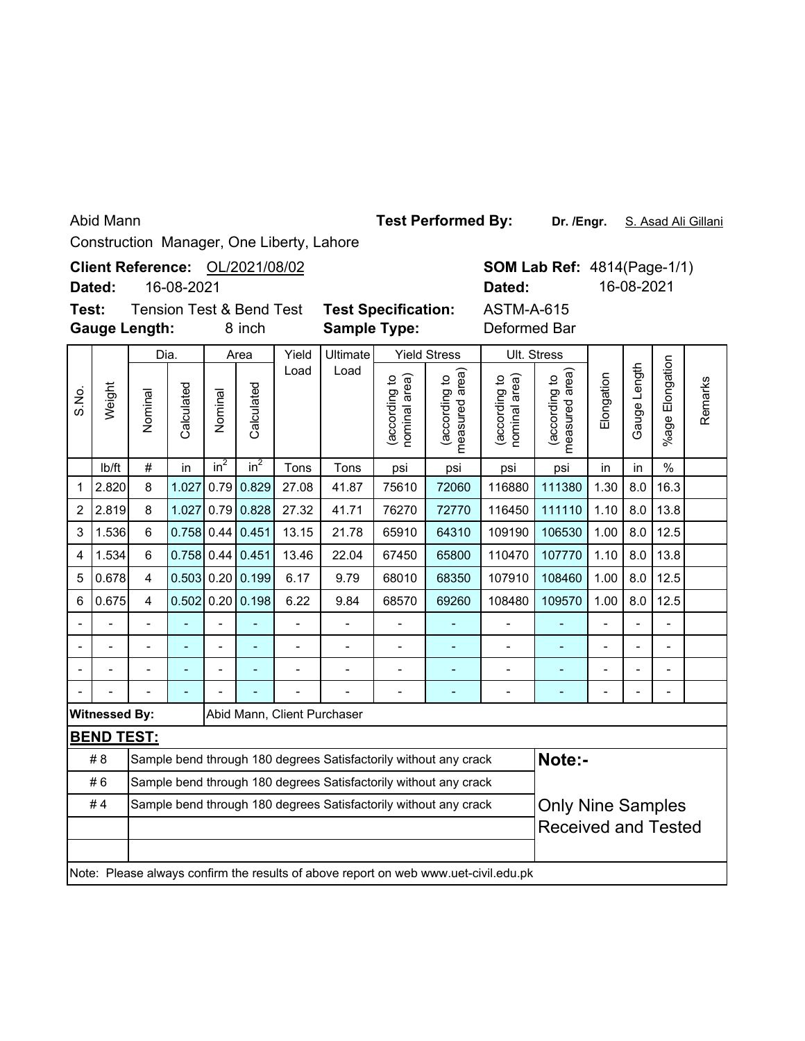Abid Mann

Construction Manager, One Liberty, Lahore

**Test Performed By:** **Dr. /Engr.** S. Asad Ali Gillani

**Client Reference:** OL/2021/08/02

**Dated:** 16-08-2021

**SOM Lab Ref:** 4814(Page-1/1)

**Dated:** 16-08-2021

**Test:** Tension Test & Bend Test

**Gauge Length:** 8 inch

**Test Specification:** ASTM-A-615

**Sample Type:** Deformed Bar

| S.No. | Weight | Dia. | | Area | | Yield Load | Ultimate Load | Yield Stress | | Ult. Stress | | Elongation | Gauge Length | %age Elongation | Remarks |
|---|---|---|---|---|---|---|---|---|---|---|---|---|---|---|---|
| | | Nominal | Calculated | Nominal | Calculated | | | (according to nominal area) | (according to measured area) | (according to nominal area) | (according to measured area) | | | | |
| | lb/ft | # | in | $in^2$ | $in^2$ | Tons | Tons | psi | psi | psi | psi | in | in | % | |
| 1 | 2.820 | 8 | 1.027 | 0.79 | 0.829 | 27.08 | 41.87 | 75610 | 72060 | 116880 | 111380 | 1.30 | 8.0 | 16.3 | |
| 2 | 2.819 | 8 | 1.027 | 0.79 | 0.828 | 27.32 | 41.71 | 76270 | 72770 | 116450 | 111110 | 1.10 | 8.0 | 13.8 | |
| 3 | 1.536 | 6 | 0.758 | 0.44 | 0.451 | 13.15 | 21.78 | 65910 | 64310 | 109190 | 106530 | 1.00 | 8.0 | 12.5 | |
| 4 | 1.534 | 6 | 0.758 | 0.44 | 0.451 | 13.46 | 22.04 | 67450 | 65800 | 110470 | 107770 | 1.10 | 8.0 | 13.8 | |
| 5 | 0.678 | 4 | 0.503 | 0.20 | 0.199 | 6.17 | 9.79 | 68010 | 68350 | 107910 | 108460 | 1.00 | 8.0 | 12.5 | |
| 6 | 0.675 | 4 | 0.502 | 0.20 | 0.198 | 6.22 | 9.84 | 68570 | 69260 | 108480 | 109570 | 1.00 | 8.0 | 12.5 | |
| - | - | - | - | - | - | - | - | - | - | - | - | - | - | - | |
| - | - | - | - | - | - | - | - | - | - | - | - | - | - | - | |
| - | - | - | - | - | - | - | - | - | - | - | - | - | - | - | |
| - | - | - | - | - | - | - | - | - | - | - | - | - | - | - | |

**Witnessed By:** Abid Mann, Client Purchaser

**BEND TEST:**

| | |
|---|---|
| # 8 | Sample bend through 180 degrees Satisfactorily without any crack |
| # 6 | Sample bend through 180 degrees Satisfactorily without any crack |
| # 4 | Sample bend through 180 degrees Satisfactorily without any crack |

**Note:-**

Only Nine Samples Received and Tested

Note: Please always confirm the results of above report on web www.uet-civil.edu.pk